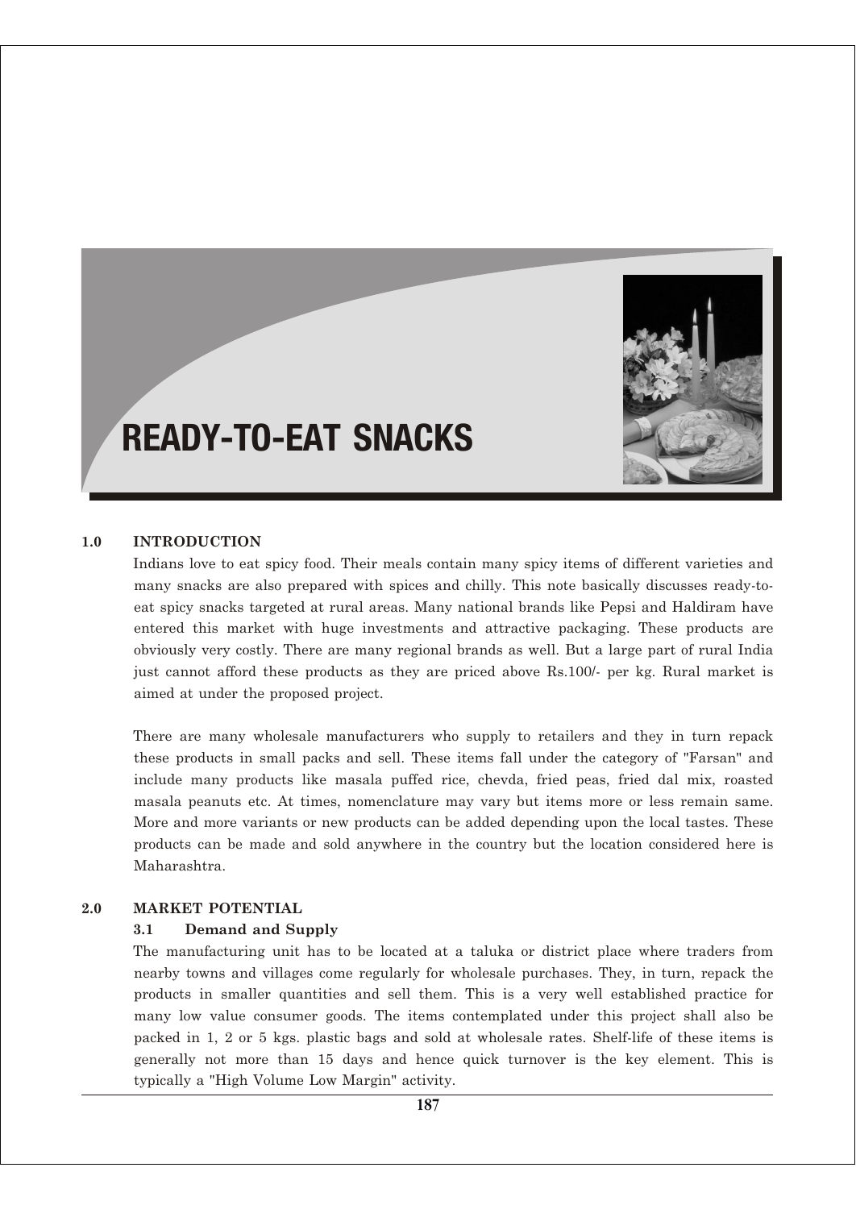# READY-TO-EAT SNACKS

## 1.0 INTRODUCTION

Indians love to eat spicy food. Their meals contain many spicy items of different varieties and many snacks are also prepared with spices and chilly. This note basically discusses ready-to-eat spicy snacks targeted at rural areas. Many national brands like Pepsi and Haldiram have entered this market with huge investments and attractive packaging. These products are obviously very costly. There are many regional brands as well. But a large part of rural India just cannot afford these products as they are priced above Rs.100/- per kg. Rural market is aimed at under the proposed project.

There are many wholesale manufacturers who supply to retailers and they in turn repack these products in small packs and sell. These items fall under the category of "Farsan" and include many products like masala puffed rice, chevda, fried peas, fried dal mix, roasted masala peanuts etc. At times, nomenclature may vary but items more or less remain same. More and more variants or new products can be added depending upon the local tastes. These products can be made and sold anywhere in the country but the location considered here is Maharashtra.

## 2.0 MARKET POTENTIAL

### 3.1 Demand and Supply

The manufacturing unit has to be located at a taluka or district place where traders from nearby towns and villages come regularly for wholesale purchases. They, in turn, repack the products in smaller quantities and sell them. This is a very well established practice for many low value consumer goods. The items contemplated under this project shall also be packed in 1, 2 or 5 kgs. plastic bags and sold at wholesale rates. Shelf-life of these items is generally not more than 15 days and hence quick turnover is the key element. This is typically a "High Volume Low Margin" activity.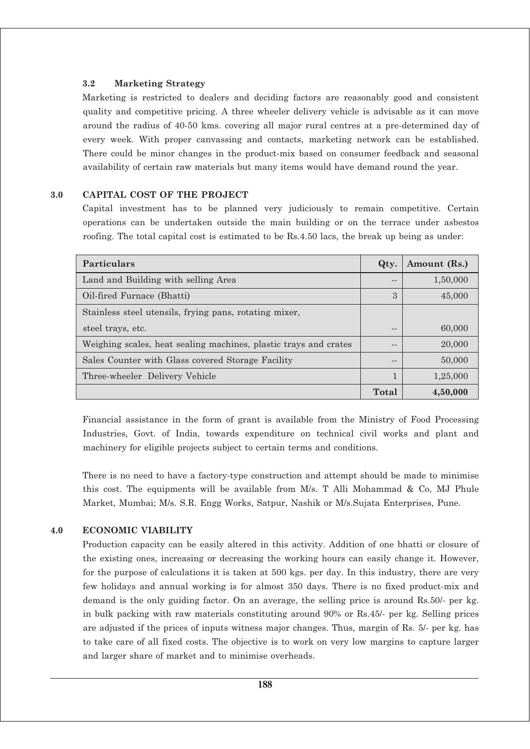### 3.2 Marketing Strategy

Marketing is restricted to dealers and deciding factors are reasonably good and consistent quality and competitive pricing. A three wheeler delivery vehicle is advisable as it can move around the radius of 40-50 kms. covering all major rural centres at a pre-determined day of every week. With proper canvassing and contacts, marketing network can be established. There could be minor changes in the product-mix based on consumer feedback and seasonal availability of certain raw materials but many items would have demand round the year.

## 3.0 CAPITAL COST OF THE PROJECT

Capital investment has to be planned very judiciously to remain competitive. Certain operations can be undertaken outside the main building or on the terrace under asbestos roofing. The total capital cost is estimated to be Rs.4.50 lacs, the break up being as under:

| Particulars | Qty. | Amount (Rs.) |
|---|---|---|
| Land and Building with selling Area | -- | 1,50,000 |
| Oil-fired Furnace (Bhatti) | 3 | 45,000 |
| Stainless steel utensils, frying pans, rotating mixer, steel trays, etc. | -- | 60,000 |
| Weighing scales, heat sealing machines, plastic trays and crates | -- | 20,000 |
| Sales Counter with Glass covered Storage Facility | -- | 50,000 |
| Three-wheeler Delivery Vehicle | 1 | 1,25,000 |
| | **Total** | **4,50,000** |

Financial assistance in the form of grant is available from the Ministry of Food Processing Industries, Govt. of India, towards expenditure on technical civil works and plant and machinery for eligible projects subject to certain terms and conditions.

There is no need to have a factory-type construction and attempt should be made to minimise this cost. The equipments will be available from M/s. T Alli Mohammad & Co, MJ Phule Market, Mumbai; M/s. S.R. Engg Works, Satpur, Nashik or M/s.Sujata Enterprises, Pune.

## 4.0 ECONOMIC VIABILITY

Production capacity can be easily altered in this activity. Addition of one bhatti or closure of the existing ones, increasing or decreasing the working hours can easily change it. However, for the purpose of calculations it is taken at 500 kgs. per day. In this industry, there are very few holidays and annual working is for almost 350 days. There is no fixed product-mix and demand is the only guiding factor. On an average, the selling price is around Rs.50/- per kg. in bulk packing with raw materials constituting around 90% or Rs.45/- per kg. Selling prices are adjusted if the prices of inputs witness major changes. Thus, margin of Rs. 5/- per kg. has to take care of all fixed costs. The objective is to work on very low margins to capture larger and larger share of market and to minimise overheads.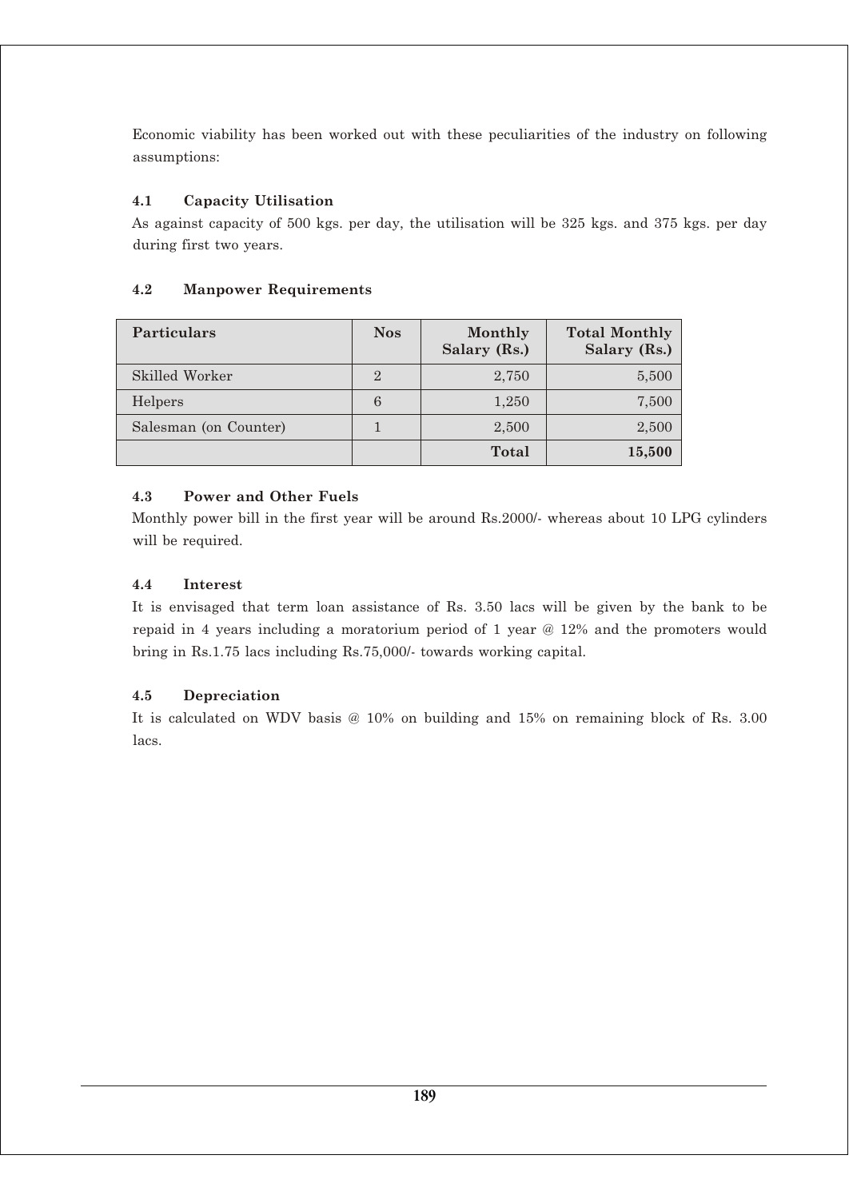Economic viability has been worked out with these peculiarities of the industry on following assumptions:

### 4.1 Capacity Utilisation

As against capacity of 500 kgs. per day, the utilisation will be 325 kgs. and 375 kgs. per day during first two years.

### 4.2 Manpower Requirements

| Particulars | Nos | Monthly Salary (Rs.) | Total Monthly Salary (Rs.) |
|---|---|---|---|
| Skilled Worker | 2 | 2,750 | 5,500 |
| Helpers | 6 | 1,250 | 7,500 |
| Salesman (on Counter) | 1 | 2,500 | 2,500 |
| | | **Total** | **15,500** |

### 4.3 Power and Other Fuels

Monthly power bill in the first year will be around Rs.2000/- whereas about 10 LPG cylinders will be required.

### 4.4 Interest

It is envisaged that term loan assistance of Rs. 3.50 lacs will be given by the bank to be repaid in 4 years including a moratorium period of 1 year @ 12% and the promoters would bring in Rs.1.75 lacs including Rs.75,000/- towards working capital.

### 4.5 Depreciation

It is calculated on WDV basis @ 10% on building and 15% on remaining block of Rs. 3.00 lacs.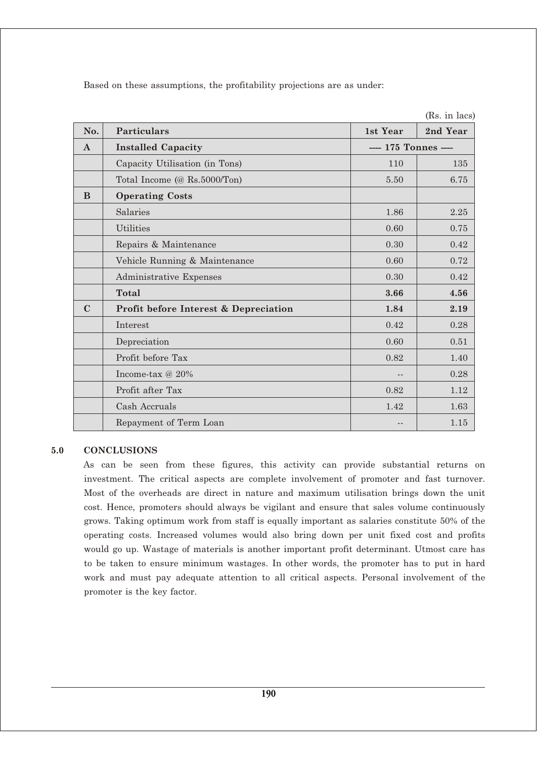Based on these assumptions, the profitability projections are as under:

(Rs. in lacs)

| No. | Particulars | 1st Year | 2nd Year |
|---|---|---|---|
| A | **Installed Capacity** | ---- 175 Tonnes ---- | |
| | Capacity Utilisation (in Tons) | 110 | 135 |
| | Total Income (@ Rs.5000/Ton) | 5.50 | 6.75 |
| B | **Operating Costs** | | |
| | Salaries | 1.86 | 2.25 |
| | Utilities | 0.60 | 0.75 |
| | Repairs & Maintenance | 0.30 | 0.42 |
| | Vehicle Running & Maintenance | 0.60 | 0.72 |
| | Administrative Expenses | 0.30 | 0.42 |
| | **Total** | **3.66** | **4.56** |
| C | **Profit before Interest & Depreciation** | **1.84** | **2.19** |
| | Interest | 0.42 | 0.28 |
| | Depreciation | 0.60 | 0.51 |
| | Profit before Tax | 0.82 | 1.40 |
| | Income-tax @ 20% | -- | 0.28 |
| | Profit after Tax | 0.82 | 1.12 |
| | Cash Accruals | 1.42 | 1.63 |
| | Repayment of Term Loan | -- | 1.15 |

## 5.0 CONCLUSIONS

As can be seen from these figures, this activity can provide substantial returns on investment. The critical aspects are complete involvement of promoter and fast turnover. Most of the overheads are direct in nature and maximum utilisation brings down the unit cost. Hence, promoters should always be vigilant and ensure that sales volume continuously grows. Taking optimum work from staff is equally important as salaries constitute 50% of the operating costs. Increased volumes would also bring down per unit fixed cost and profits would go up. Wastage of materials is another important profit determinant. Utmost care has to be taken to ensure minimum wastages. In other words, the promoter has to put in hard work and must pay adequate attention to all critical aspects. Personal involvement of the promoter is the key factor.